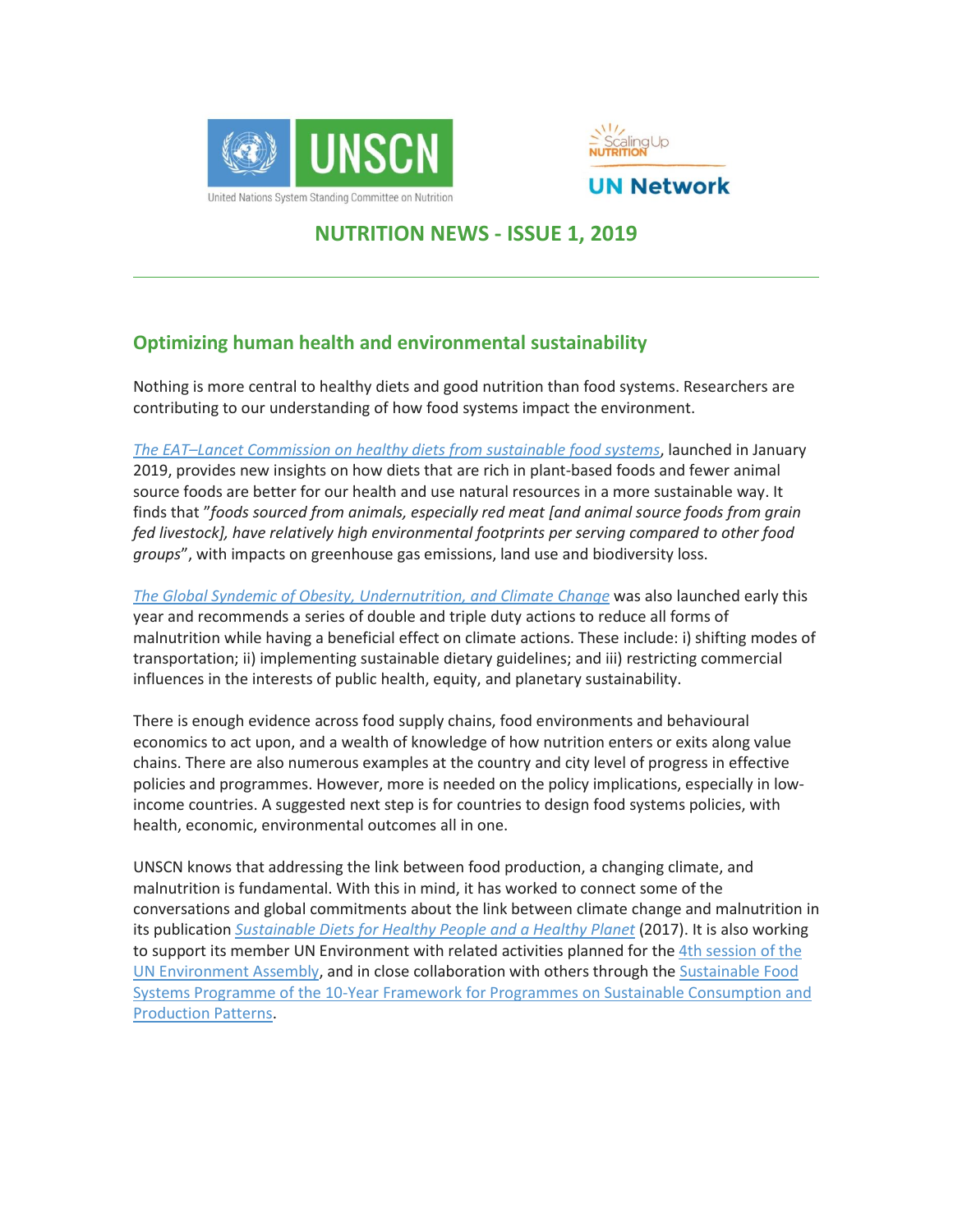United Nations System Standing Committee on Nutrition

Scaling Up Nutrition UN Network

# NUTRITION NEWS - ISSUE 1, 2019

## Optimizing human health and environmental sustainability

Nothing is more central to healthy diets and good nutrition than food systems. Researchers are contributing to our understanding of how food systems impact the environment.

*The EAT–Lancet Commission on healthy diets from sustainable food systems*, launched in January 2019, provides new insights on how diets that are rich in plant-based foods and fewer animal source foods are better for our health and use natural resources in a more sustainable way. It finds that "*foods sourced from animals, especially red meat [and animal source foods from grain fed livestock], have relatively high environmental footprints per serving compared to other food groups*", with impacts on greenhouse gas emissions, land use and biodiversity loss.

*The Global Syndemic of Obesity, Undernutrition, and Climate Change* was also launched early this year and recommends a series of double and triple duty actions to reduce all forms of malnutrition while having a beneficial effect on climate actions. These include: i) shifting modes of transportation; ii) implementing sustainable dietary guidelines; and iii) restricting commercial influences in the interests of public health, equity, and planetary sustainability.

There is enough evidence across food supply chains, food environments and behavioural economics to act upon, and a wealth of knowledge of how nutrition enters or exits along value chains. There are also numerous examples at the country and city level of progress in effective policies and programmes. However, more is needed on the policy implications, especially in low-income countries. A suggested next step is for countries to design food systems policies, with health, economic, environmental outcomes all in one.

UNSCN knows that addressing the link between food production, a changing climate, and malnutrition is fundamental. With this in mind, it has worked to connect some of the conversations and global commitments about the link between climate change and malnutrition in its publication *Sustainable Diets for Healthy People and a Healthy Planet* (2017). It is also working to support its member UN Environment with related activities planned for the 4th session of the UN Environment Assembly, and in close collaboration with others through the Sustainable Food Systems Programme of the 10-Year Framework for Programmes on Sustainable Consumption and Production Patterns.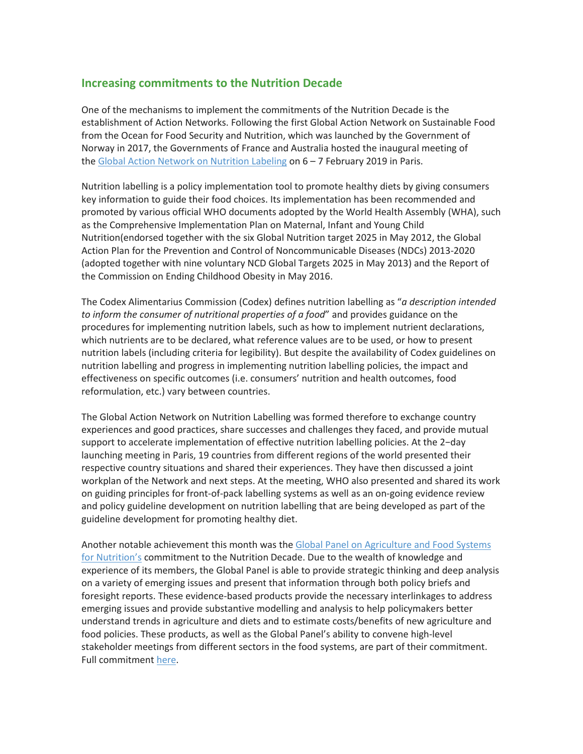## Increasing commitments to the Nutrition Decade

One of the mechanisms to implement the commitments of the Nutrition Decade is the establishment of Action Networks. Following the first Global Action Network on Sustainable Food from the Ocean for Food Security and Nutrition, which was launched by the Government of Norway in 2017, the Governments of France and Australia hosted the inaugural meeting of the [Global Action Network on Nutrition Labeling]() on 6 – 7 February 2019 in Paris.

Nutrition labelling is a policy implementation tool to promote healthy diets by giving consumers key information to guide their food choices. Its implementation has been recommended and promoted by various official WHO documents adopted by the World Health Assembly (WHA), such as the Comprehensive Implementation Plan on Maternal, Infant and Young Child Nutrition(endorsed together with the six Global Nutrition target 2025 in May 2012, the Global Action Plan for the Prevention and Control of Noncommunicable Diseases (NDCs) 2013-2020 (adopted together with nine voluntary NCD Global Targets 2025 in May 2013) and the Report of the Commission on Ending Childhood Obesity in May 2016.

The Codex Alimentarius Commission (Codex) defines nutrition labelling as "*a description intended to inform the consumer of nutritional properties of a food*" and provides guidance on the procedures for implementing nutrition labels, such as how to implement nutrient declarations, which nutrients are to be declared, what reference values are to be used, or how to present nutrition labels (including criteria for legibility). But despite the availability of Codex guidelines on nutrition labelling and progress in implementing nutrition labelling policies, the impact and effectiveness on specific outcomes (i.e. consumers' nutrition and health outcomes, food reformulation, etc.) vary between countries.

The Global Action Network on Nutrition Labelling was formed therefore to exchange country experiences and good practices, share successes and challenges they faced, and provide mutual support to accelerate implementation of effective nutrition labelling policies. At the 2–day launching meeting in Paris, 19 countries from different regions of the world presented their respective country situations and shared their experiences. They have then discussed a joint workplan of the Network and next steps. At the meeting, WHO also presented and shared its work on guiding principles for front-of-pack labelling systems as well as an on-going evidence review and policy guideline development on nutrition labelling that are being developed as part of the guideline development for promoting healthy diet.

Another notable achievement this month was the [Global Panel on Agriculture and Food Systems for Nutrition's]() commitment to the Nutrition Decade. Due to the wealth of knowledge and experience of its members, the Global Panel is able to provide strategic thinking and deep analysis on a variety of emerging issues and present that information through both policy briefs and foresight reports. These evidence-based products provide the necessary interlinkages to address emerging issues and provide substantive modelling and analysis to help policymakers better understand trends in agriculture and diets and to estimate costs/benefits of new agriculture and food policies. These products, as well as the Global Panel's ability to convene high-level stakeholder meetings from different sectors in the food systems, are part of their commitment. Full commitment [here]().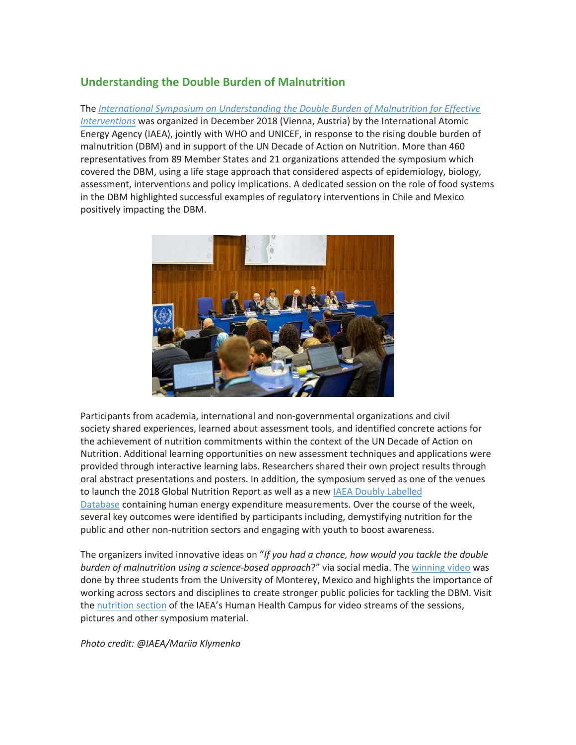## Understanding the Double Burden of Malnutrition

The *International Symposium on Understanding the Double Burden of Malnutrition for Effective Interventions* was organized in December 2018 (Vienna, Austria) by the International Atomic Energy Agency (IAEA), jointly with WHO and UNICEF, in response to the rising double burden of malnutrition (DBM) and in support of the UN Decade of Action on Nutrition. More than 460 representatives from 89 Member States and 21 organizations attended the symposium which covered the DBM, using a life stage approach that considered aspects of epidemiology, biology, assessment, interventions and policy implications. A dedicated session on the role of food systems in the DBM highlighted successful examples of regulatory interventions in Chile and Mexico positively impacting the DBM.

Participants from academia, international and non-governmental organizations and civil society shared experiences, learned about assessment tools, and identified concrete actions for the achievement of nutrition commitments within the context of the UN Decade of Action on Nutrition. Additional learning opportunities on new assessment techniques and applications were provided through interactive learning labs. Researchers shared their own project results through oral abstract presentations and posters. In addition, the symposium served as one of the venues to launch the 2018 Global Nutrition Report as well as a new IAEA Doubly Labelled Database containing human energy expenditure measurements. Over the course of the week, several key outcomes were identified by participants including, demystifying nutrition for the public and other non-nutrition sectors and engaging with youth to boost awareness.

The organizers invited innovative ideas on "*If you had a chance, how would you tackle the double burden of malnutrition using a science-based approach*?" via social media. The winning video was done by three students from the University of Monterey, Mexico and highlights the importance of working across sectors and disciplines to create stronger public policies for tackling the DBM. Visit the nutrition section of the IAEA's Human Health Campus for video streams of the sessions, pictures and other symposium material.

*Photo credit: @IAEA/Mariia Klymenko*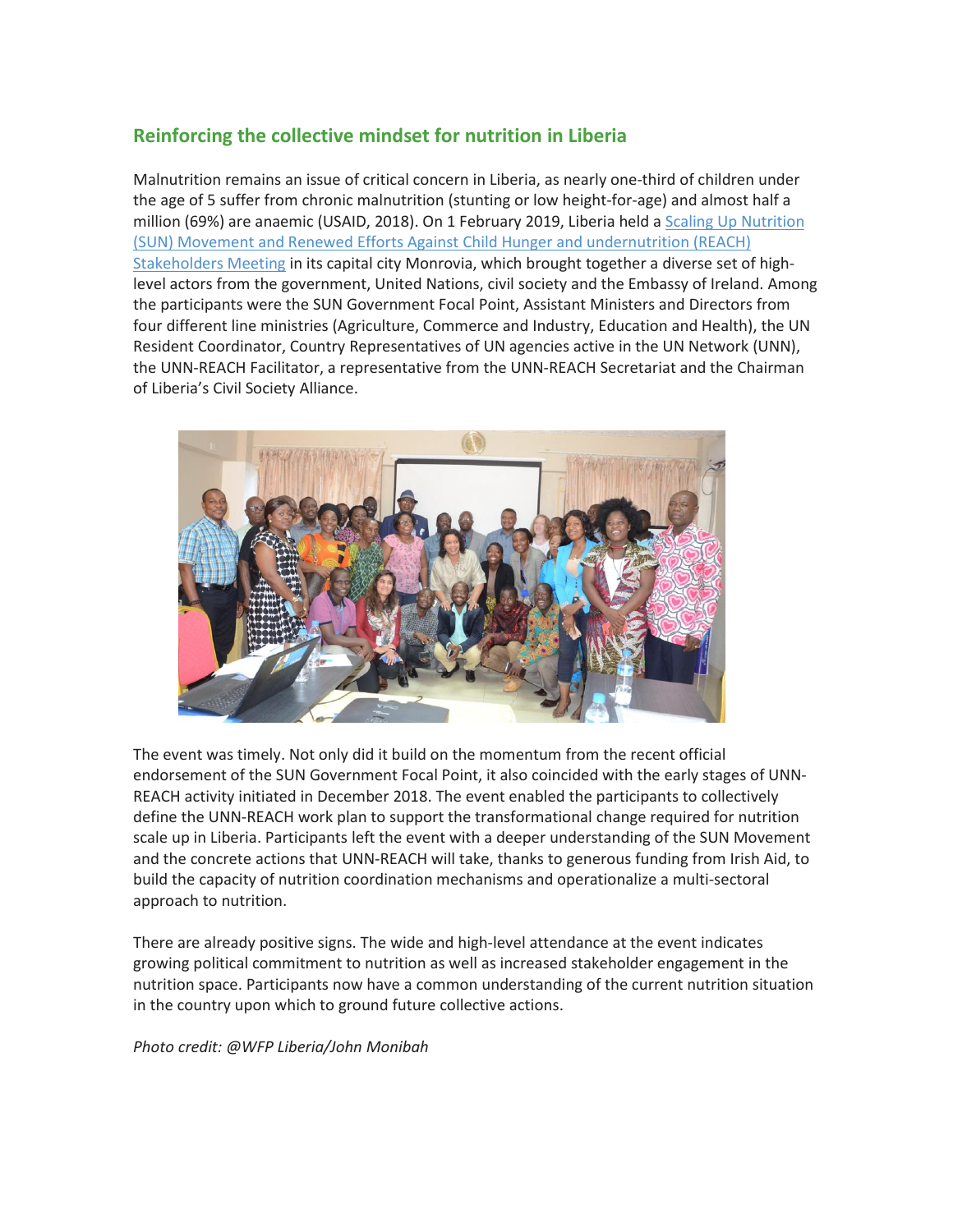## Reinforcing the collective mindset for nutrition in Liberia

Malnutrition remains an issue of critical concern in Liberia, as nearly one-third of children under the age of 5 suffer from chronic malnutrition (stunting or low height-for-age) and almost half a million (69%) are anaemic (USAID, 2018). On 1 February 2019, Liberia held a Scaling Up Nutrition (SUN) Movement and Renewed Efforts Against Child Hunger and undernutrition (REACH) Stakeholders Meeting in its capital city Monrovia, which brought together a diverse set of high-level actors from the government, United Nations, civil society and the Embassy of Ireland. Among the participants were the SUN Government Focal Point, Assistant Ministers and Directors from four different line ministries (Agriculture, Commerce and Industry, Education and Health), the UN Resident Coordinator, Country Representatives of UN agencies active in the UN Network (UNN), the UNN-REACH Facilitator, a representative from the UNN-REACH Secretariat and the Chairman of Liberia's Civil Society Alliance.

The event was timely. Not only did it build on the momentum from the recent official endorsement of the SUN Government Focal Point, it also coincided with the early stages of UNN-REACH activity initiated in December 2018. The event enabled the participants to collectively define the UNN-REACH work plan to support the transformational change required for nutrition scale up in Liberia. Participants left the event with a deeper understanding of the SUN Movement and the concrete actions that UNN-REACH will take, thanks to generous funding from Irish Aid, to build the capacity of nutrition coordination mechanisms and operationalize a multi-sectoral approach to nutrition.

There are already positive signs. The wide and high-level attendance at the event indicates growing political commitment to nutrition as well as increased stakeholder engagement in the nutrition space. Participants now have a common understanding of the current nutrition situation in the country upon which to ground future collective actions.

*Photo credit: @WFP Liberia/John Monibah*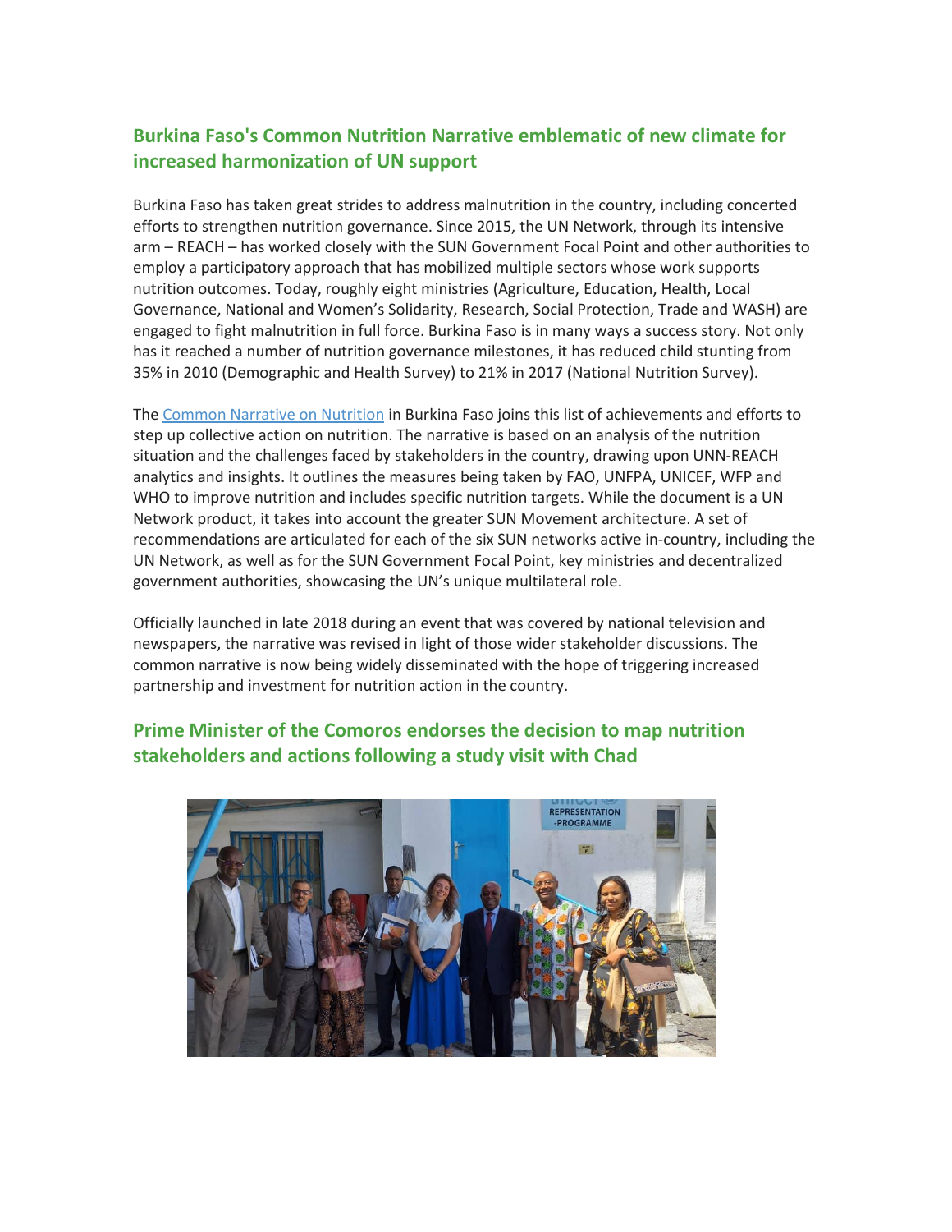## Burkina Faso's Common Nutrition Narrative emblematic of new climate for increased harmonization of UN support

Burkina Faso has taken great strides to address malnutrition in the country, including concerted efforts to strengthen nutrition governance. Since 2015, the UN Network, through its intensive arm – REACH – has worked closely with the SUN Government Focal Point and other authorities to employ a participatory approach that has mobilized multiple sectors whose work supports nutrition outcomes. Today, roughly eight ministries (Agriculture, Education, Health, Local Governance, National and Women's Solidarity, Research, Social Protection, Trade and WASH) are engaged to fight malnutrition in full force. Burkina Faso is in many ways a success story. Not only has it reached a number of nutrition governance milestones, it has reduced child stunting from 35% in 2010 (Demographic and Health Survey) to 21% in 2017 (National Nutrition Survey).

The Common Narrative on Nutrition in Burkina Faso joins this list of achievements and efforts to step up collective action on nutrition. The narrative is based on an analysis of the nutrition situation and the challenges faced by stakeholders in the country, drawing upon UNN-REACH analytics and insights. It outlines the measures being taken by FAO, UNFPA, UNICEF, WFP and WHO to improve nutrition and includes specific nutrition targets. While the document is a UN Network product, it takes into account the greater SUN Movement architecture. A set of recommendations are articulated for each of the six SUN networks active in-country, including the UN Network, as well as for the SUN Government Focal Point, key ministries and decentralized government authorities, showcasing the UN's unique multilateral role.

Officially launched in late 2018 during an event that was covered by national television and newspapers, the narrative was revised in light of those wider stakeholder discussions. The common narrative is now being widely disseminated with the hope of triggering increased partnership and investment for nutrition action in the country.

## Prime Minister of the Comoros endorses the decision to map nutrition stakeholders and actions following a study visit with Chad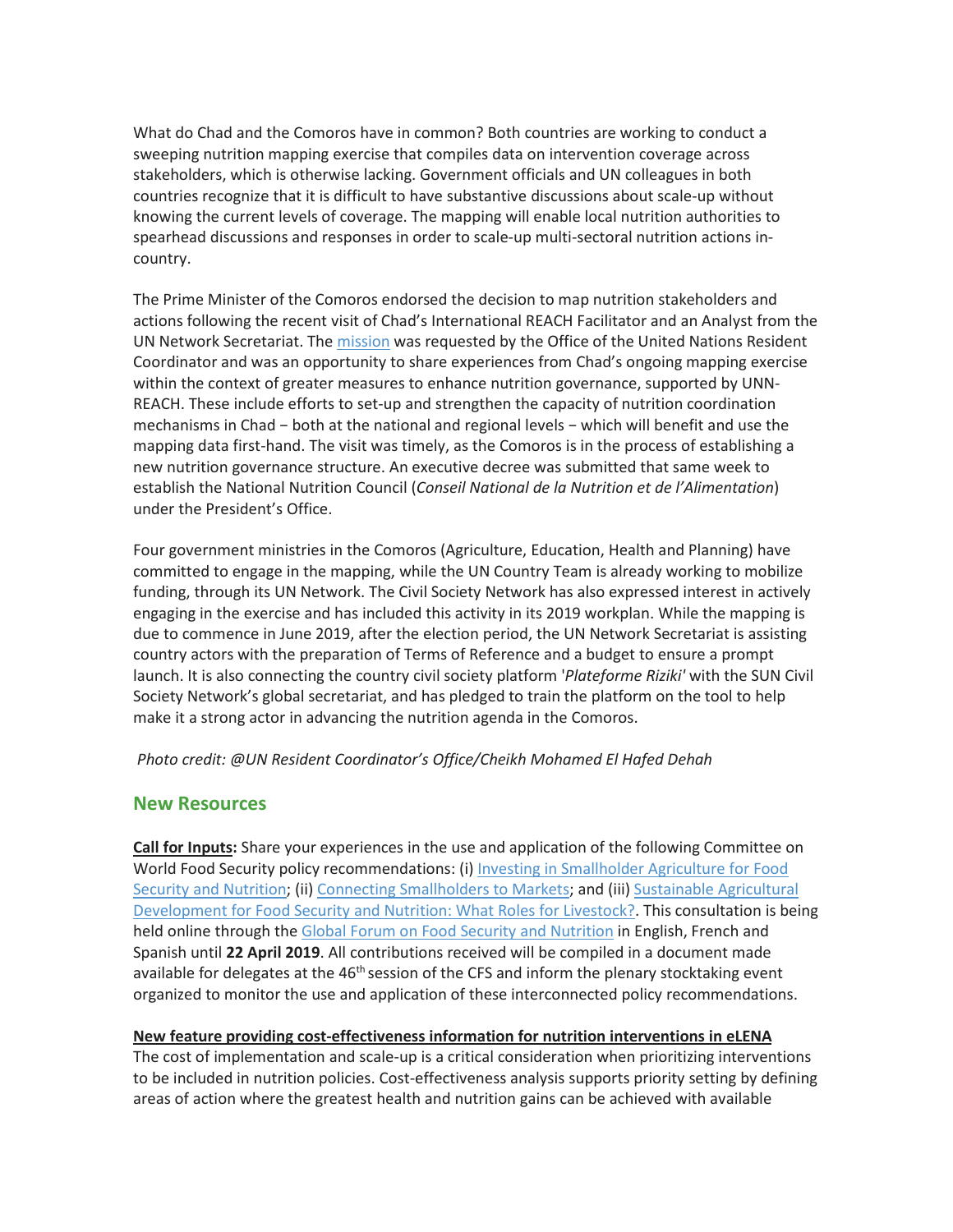What do Chad and the Comoros have in common? Both countries are working to conduct a sweeping nutrition mapping exercise that compiles data on intervention coverage across stakeholders, which is otherwise lacking. Government officials and UN colleagues in both countries recognize that it is difficult to have substantive discussions about scale-up without knowing the current levels of coverage. The mapping will enable local nutrition authorities to spearhead discussions and responses in order to scale-up multi-sectoral nutrition actions in-country.

The Prime Minister of the Comoros endorsed the decision to map nutrition stakeholders and actions following the recent visit of Chad's International REACH Facilitator and an Analyst from the UN Network Secretariat. The mission was requested by the Office of the United Nations Resident Coordinator and was an opportunity to share experiences from Chad's ongoing mapping exercise within the context of greater measures to enhance nutrition governance, supported by UNN-REACH. These include efforts to set-up and strengthen the capacity of nutrition coordination mechanisms in Chad − both at the national and regional levels − which will benefit and use the mapping data first-hand. The visit was timely, as the Comoros is in the process of establishing a new nutrition governance structure. An executive decree was submitted that same week to establish the National Nutrition Council (*Conseil National de la Nutrition et de l'Alimentation*) under the President's Office.

Four government ministries in the Comoros (Agriculture, Education, Health and Planning) have committed to engage in the mapping, while the UN Country Team is already working to mobilize funding, through its UN Network. The Civil Society Network has also expressed interest in actively engaging in the exercise and has included this activity in its 2019 workplan. While the mapping is due to commence in June 2019, after the election period, the UN Network Secretariat is assisting country actors with the preparation of Terms of Reference and a budget to ensure a prompt launch. It is also connecting the country civil society platform '*Plateforme Riziki'* with the SUN Civil Society Network's global secretariat, and has pledged to train the platform on the tool to help make it a strong actor in advancing the nutrition agenda in the Comoros.

*Photo credit: @UN Resident Coordinator's Office/Cheikh Mohamed El Hafed Dehah*

## New Resources

**Call for Inputs:** Share your experiences in the use and application of the following Committee on World Food Security policy recommendations: (i) Investing in Smallholder Agriculture for Food Security and Nutrition; (ii) Connecting Smallholders to Markets; and (iii) Sustainable Agricultural Development for Food Security and Nutrition: What Roles for Livestock?. This consultation is being held online through the Global Forum on Food Security and Nutrition in English, French and Spanish until **22 April 2019**. All contributions received will be compiled in a document made available for delegates at the 46th session of the CFS and inform the plenary stocktaking event organized to monitor the use and application of these interconnected policy recommendations.

**New feature providing cost-effectiveness information for nutrition interventions in eLENA**

The cost of implementation and scale-up is a critical consideration when prioritizing interventions to be included in nutrition policies. Cost-effectiveness analysis supports priority setting by defining areas of action where the greatest health and nutrition gains can be achieved with available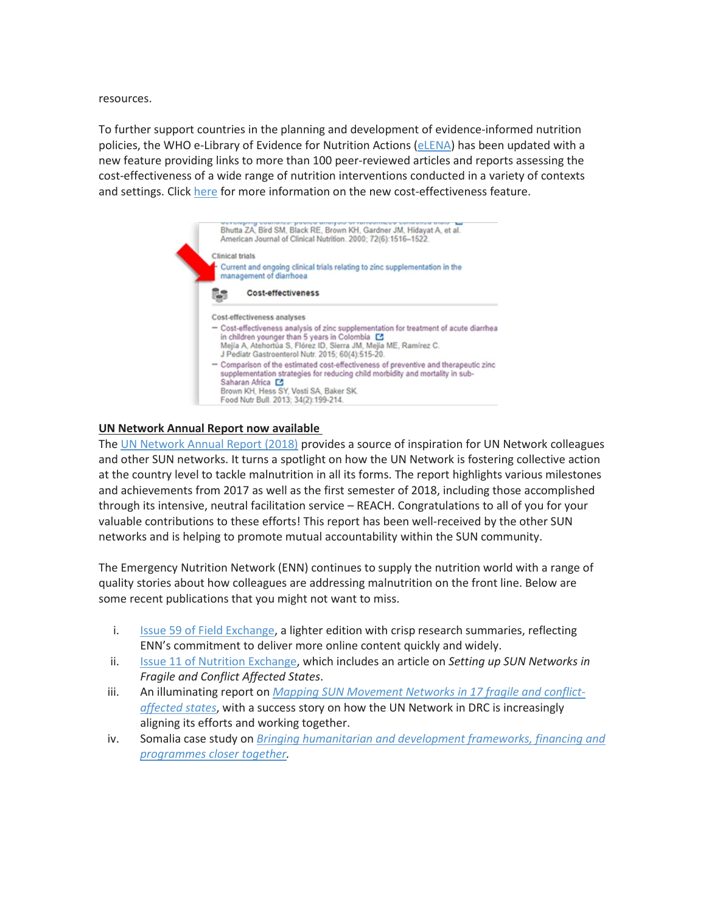resources.

To further support countries in the planning and development of evidence-informed nutrition policies, the WHO e-Library of Evidence for Nutrition Actions (eLENA) has been updated with a new feature providing links to more than 100 peer-reviewed articles and reports assessing the cost-effectiveness of a wide range of nutrition interventions conducted in a variety of contexts and settings. Click here for more information on the new cost-effectiveness feature.

**UN Network Annual Report now available**

The UN Network Annual Report (2018) provides a source of inspiration for UN Network colleagues and other SUN networks. It turns a spotlight on how the UN Network is fostering collective action at the country level to tackle malnutrition in all its forms. The report highlights various milestones and achievements from 2017 as well as the first semester of 2018, including those accomplished through its intensive, neutral facilitation service – REACH. Congratulations to all of you for your valuable contributions to these efforts! This report has been well-received by the other SUN networks and is helping to promote mutual accountability within the SUN community.

The Emergency Nutrition Network (ENN) continues to supply the nutrition world with a range of quality stories about how colleagues are addressing malnutrition on the front line. Below are some recent publications that you might not want to miss.

i. Issue 59 of Field Exchange, a lighter edition with crisp research summaries, reflecting ENN's commitment to deliver more online content quickly and widely.
ii. Issue 11 of Nutrition Exchange, which includes an article on *Setting up SUN Networks in Fragile and Conflict Affected States*.
iii. An illuminating report on *Mapping SUN Movement Networks in 17 fragile and conflict-affected states*, with a success story on how the UN Network in DRC is increasingly aligning its efforts and working together.
iv. Somalia case study on *Bringing humanitarian and development frameworks, financing and programmes closer together*.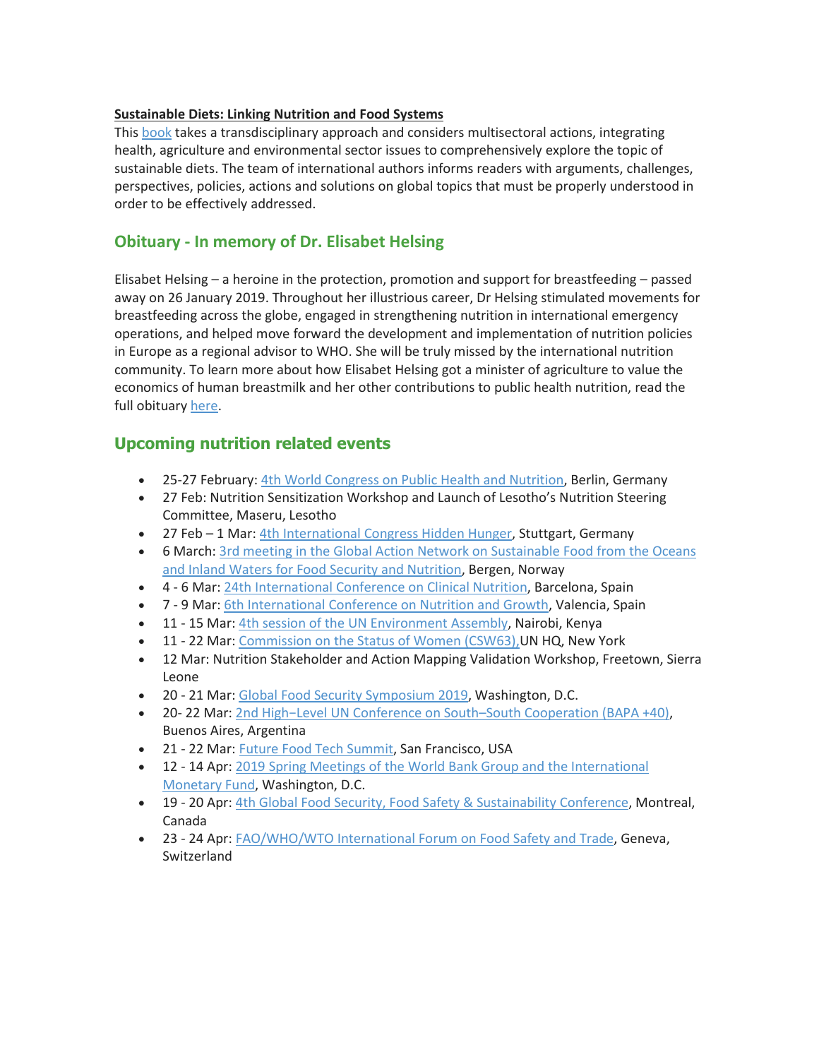**Sustainable Diets: Linking Nutrition and Food Systems**

This book takes a transdisciplinary approach and considers multisectoral actions, integrating health, agriculture and environmental sector issues to comprehensively explore the topic of sustainable diets. The team of international authors informs readers with arguments, challenges, perspectives, policies, actions and solutions on global topics that must be properly understood in order to be effectively addressed.

## Obituary - In memory of Dr. Elisabet Helsing

Elisabet Helsing – a heroine in the protection, promotion and support for breastfeeding – passed away on 26 January 2019. Throughout her illustrious career, Dr Helsing stimulated movements for breastfeeding across the globe, engaged in strengthening nutrition in international emergency operations, and helped move forward the development and implementation of nutrition policies in Europe as a regional advisor to WHO. She will be truly missed by the international nutrition community. To learn more about how Elisabet Helsing got a minister of agriculture to value the economics of human breastmilk and her other contributions to public health nutrition, read the full obituary here.

## Upcoming nutrition related events

- 25-27 February: 4th World Congress on Public Health and Nutrition, Berlin, Germany
- 27 Feb: Nutrition Sensitization Workshop and Launch of Lesotho's Nutrition Steering Committee, Maseru, Lesotho
- 27 Feb – 1 Mar: 4th International Congress Hidden Hunger, Stuttgart, Germany
- 6 March: 3rd meeting in the Global Action Network on Sustainable Food from the Oceans and Inland Waters for Food Security and Nutrition, Bergen, Norway
- 4 - 6 Mar: 24th International Conference on Clinical Nutrition, Barcelona, Spain
- 7 - 9 Mar: 6th International Conference on Nutrition and Growth, Valencia, Spain
- 11 - 15 Mar: 4th session of the UN Environment Assembly, Nairobi, Kenya
- 11 - 22 Mar: Commission on the Status of Women (CSW63), UN HQ, New York
- 12 Mar: Nutrition Stakeholder and Action Mapping Validation Workshop, Freetown, Sierra Leone
- 20 - 21 Mar: Global Food Security Symposium 2019, Washington, D.C.
- 20- 22 Mar: 2nd High–Level UN Conference on South–South Cooperation (BAPA +40), Buenos Aires, Argentina
- 21 - 22 Mar: Future Food Tech Summit, San Francisco, USA
- 12 - 14 Apr: 2019 Spring Meetings of the World Bank Group and the International Monetary Fund, Washington, D.C.
- 19 - 20 Apr: 4th Global Food Security, Food Safety & Sustainability Conference, Montreal, Canada
- 23 - 24 Apr: FAO/WHO/WTO International Forum on Food Safety and Trade, Geneva, Switzerland